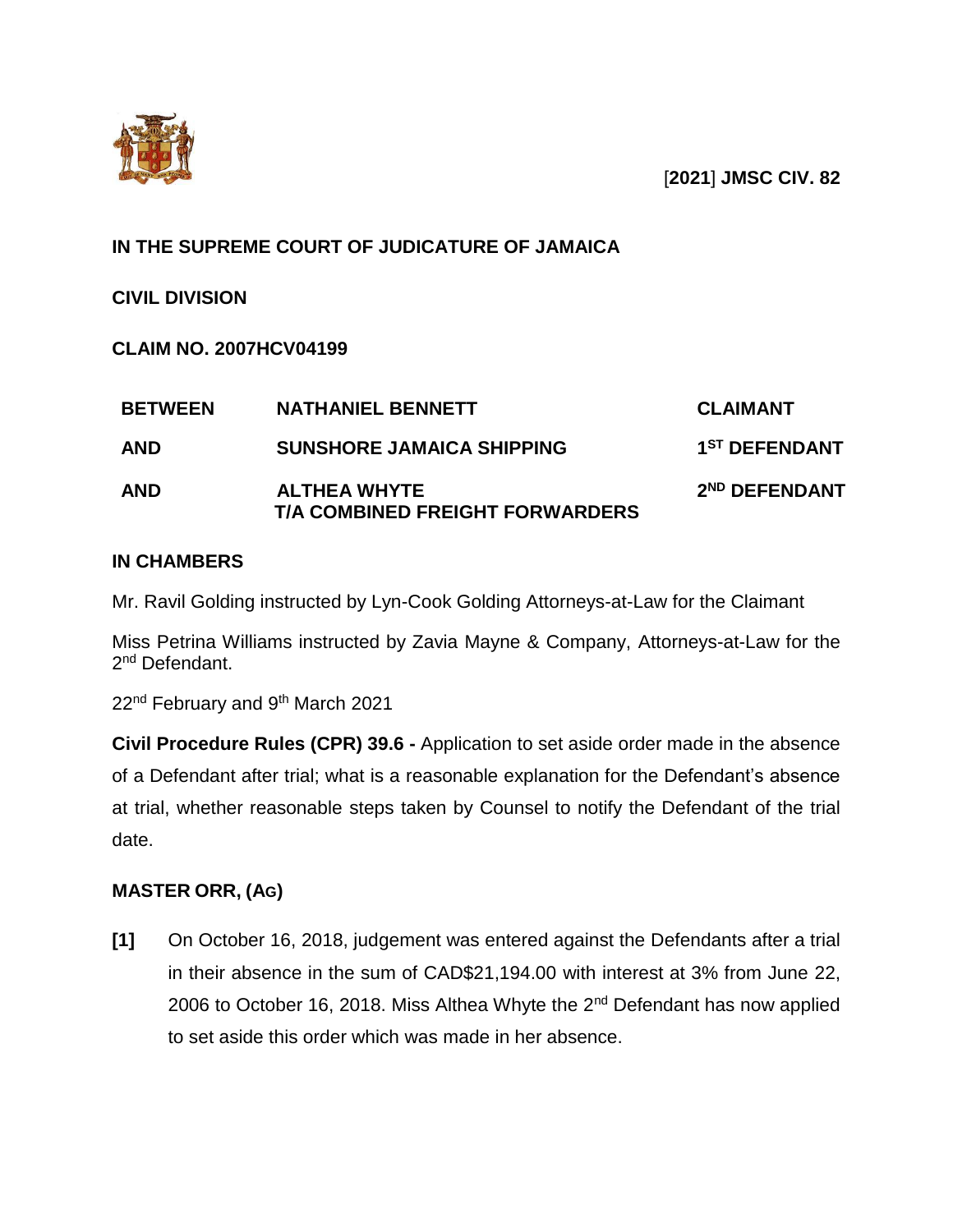[**2021**] **JMSC CIV. 82**

**IN THE SUPREME COURT OF JUDICATURE OF JAMAICA**

**CIVIL DIVISION**

**CLAIM NO. 2007HCV04199**

| | | |
|---|---|---|
| **BETWEEN** | **NATHANIEL BENNETT** | **CLAIMANT** |
| **AND** | **SUNSHORE JAMAICA SHIPPING** | **1ST DEFENDANT** |
| **AND** | **ALTHEA WHYTE T/A COMBINED FREIGHT FORWARDERS** | **2ND DEFENDANT** |

**IN CHAMBERS**

Mr. Ravil Golding instructed by Lyn-Cook Golding Attorneys-at-Law for the Claimant

Miss Petrina Williams instructed by Zavia Mayne & Company, Attorneys-at-Law for the 2nd Defendant.

22nd February and 9th March 2021

**Civil Procedure Rules (CPR) 39.6 -** Application to set aside order made in the absence of a Defendant after trial; what is a reasonable explanation for the Defendant's absence at trial, whether reasonable steps taken by Counsel to notify the Defendant of the trial date.

**MASTER ORR, (AG)**

**[1]** On October 16, 2018, judgement was entered against the Defendants after a trial in their absence in the sum of CAD$21,194.00 with interest at 3% from June 22, 2006 to October 16, 2018. Miss Althea Whyte the 2nd Defendant has now applied to set aside this order which was made in her absence.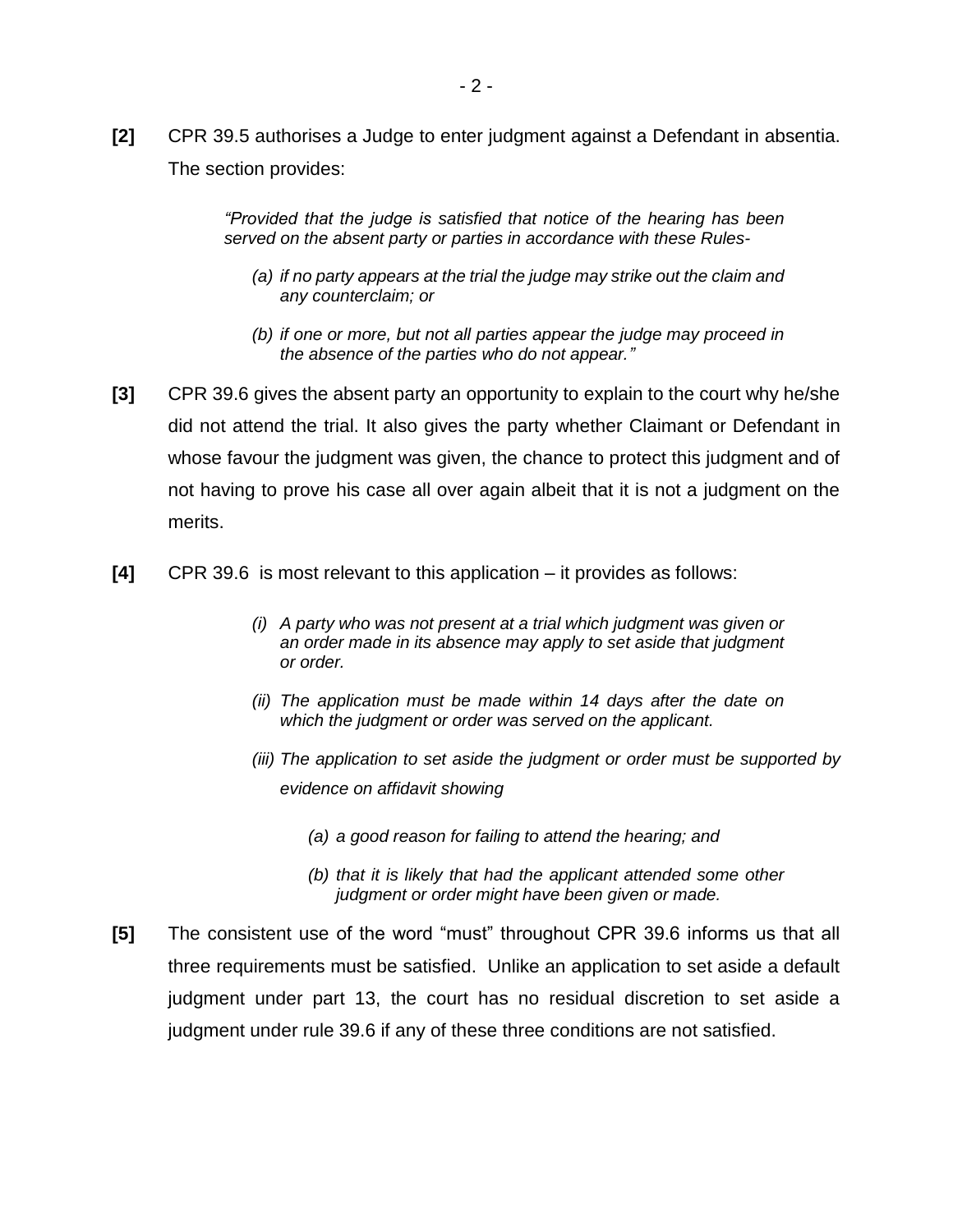**[2]** CPR 39.5 authorises a Judge to enter judgment against a Defendant in absentia. The section provides:

> *"Provided that the judge is satisfied that notice of the hearing has been served on the absent party or parties in accordance with these Rules-*
>
> *(a) if no party appears at the trial the judge may strike out the claim and any counterclaim; or*
>
> *(b) if one or more, but not all parties appear the judge may proceed in the absence of the parties who do not appear."*

**[3]** CPR 39.6 gives the absent party an opportunity to explain to the court why he/she did not attend the trial. It also gives the party whether Claimant or Defendant in whose favour the judgment was given, the chance to protect this judgment and of not having to prove his case all over again albeit that it is not a judgment on the merits.

**[4]** CPR 39.6 is most relevant to this application – it provides as follows:

> *(i) A party who was not present at a trial which judgment was given or an order made in its absence may apply to set aside that judgment or order.*
>
> *(ii) The application must be made within 14 days after the date on which the judgment or order was served on the applicant.*
>
> *(iii) The application to set aside the judgment or order must be supported by evidence on affidavit showing*
>
> > *(a) a good reason for failing to attend the hearing; and*
> >
> > *(b) that it is likely that had the applicant attended some other judgment or order might have been given or made.*

**[5]** The consistent use of the word "must" throughout CPR 39.6 informs us that all three requirements must be satisfied. Unlike an application to set aside a default judgment under part 13, the court has no residual discretion to set aside a judgment under rule 39.6 if any of these three conditions are not satisfied.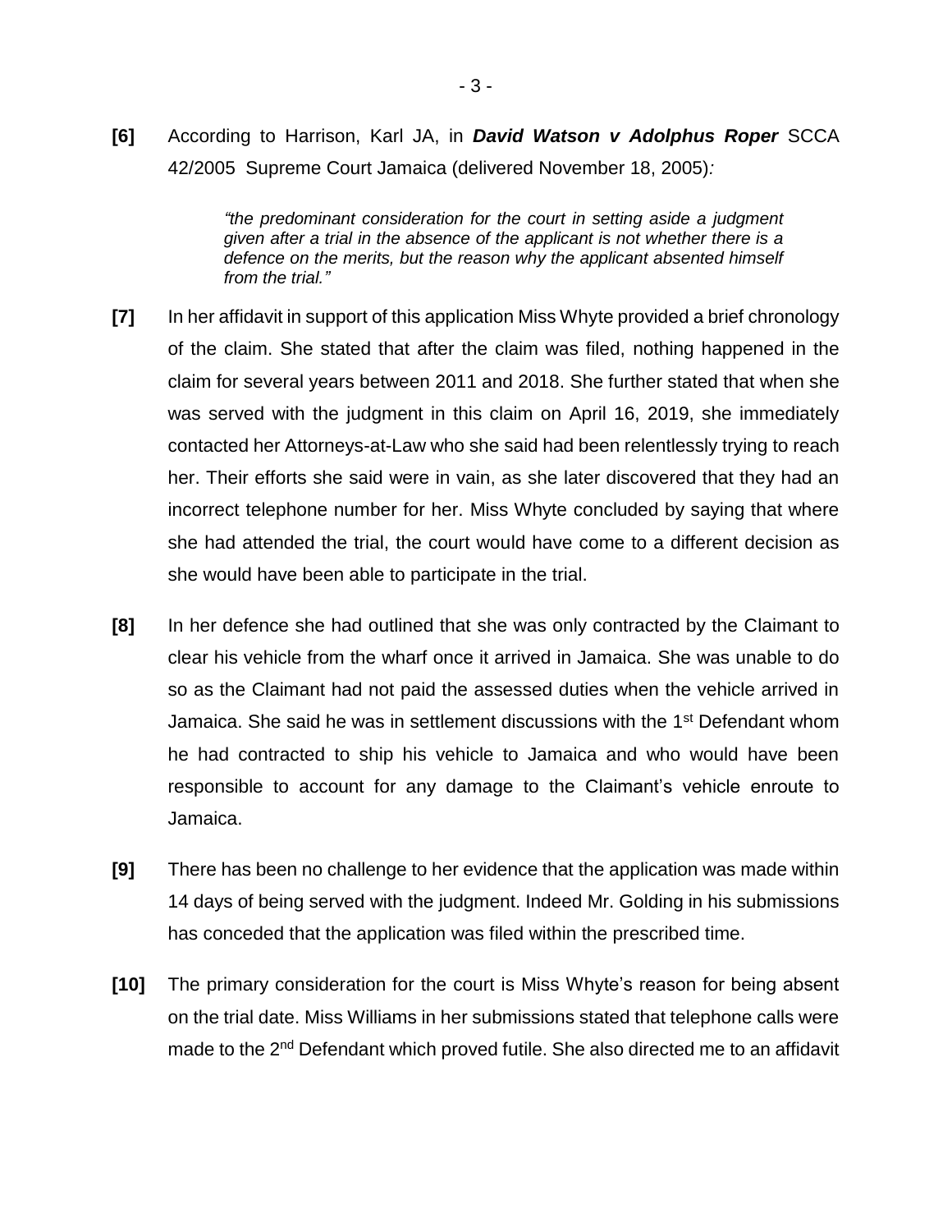**[6]** According to Harrison, Karl JA, in ***David Watson v Adolphus Roper*** SCCA 42/2005 Supreme Court Jamaica (delivered November 18, 2005)*:*

> *"the predominant consideration for the court in setting aside a judgment given after a trial in the absence of the applicant is not whether there is a defence on the merits, but the reason why the applicant absented himself from the trial."*

**[7]** In her affidavit in support of this application Miss Whyte provided a brief chronology of the claim. She stated that after the claim was filed, nothing happened in the claim for several years between 2011 and 2018. She further stated that when she was served with the judgment in this claim on April 16, 2019, she immediately contacted her Attorneys-at-Law who she said had been relentlessly trying to reach her. Their efforts she said were in vain, as she later discovered that they had an incorrect telephone number for her. Miss Whyte concluded by saying that where she had attended the trial, the court would have come to a different decision as she would have been able to participate in the trial.

**[8]** In her defence she had outlined that she was only contracted by the Claimant to clear his vehicle from the wharf once it arrived in Jamaica. She was unable to do so as the Claimant had not paid the assessed duties when the vehicle arrived in Jamaica. She said he was in settlement discussions with the 1st Defendant whom he had contracted to ship his vehicle to Jamaica and who would have been responsible to account for any damage to the Claimant's vehicle enroute to Jamaica.

**[9]** There has been no challenge to her evidence that the application was made within 14 days of being served with the judgment. Indeed Mr. Golding in his submissions has conceded that the application was filed within the prescribed time.

**[10]** The primary consideration for the court is Miss Whyte's reason for being absent on the trial date. Miss Williams in her submissions stated that telephone calls were made to the 2nd Defendant which proved futile. She also directed me to an affidavit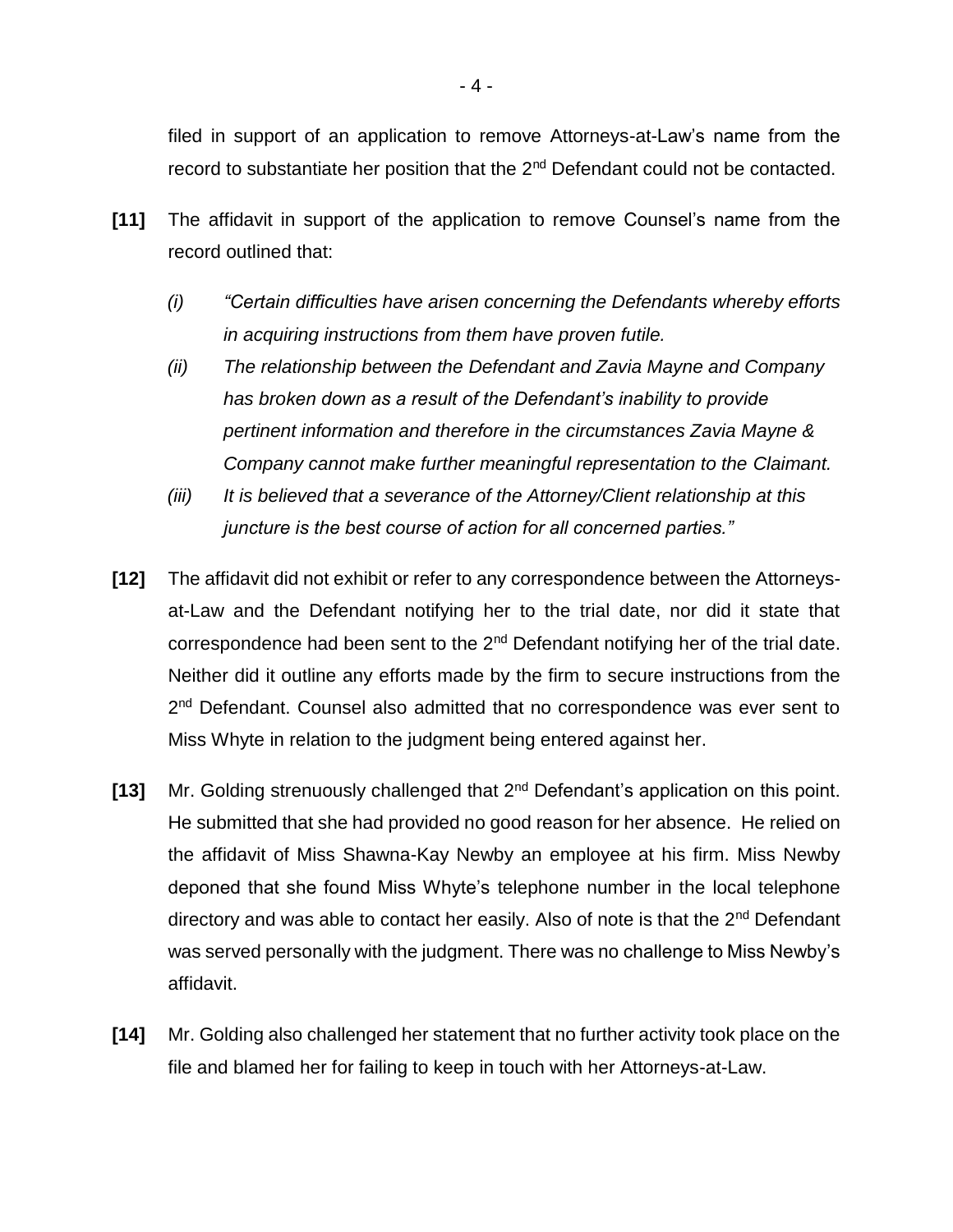filed in support of an application to remove Attorneys-at-Law's name from the record to substantiate her position that the 2nd Defendant could not be contacted.

**[11]** The affidavit in support of the application to remove Counsel's name from the record outlined that:

*(i) "Certain difficulties have arisen concerning the Defendants whereby efforts in acquiring instructions from them have proven futile.*

*(ii) The relationship between the Defendant and Zavia Mayne and Company has broken down as a result of the Defendant's inability to provide pertinent information and therefore in the circumstances Zavia Mayne & Company cannot make further meaningful representation to the Claimant.*

*(iii) It is believed that a severance of the Attorney/Client relationship at this juncture is the best course of action for all concerned parties."*

**[12]** The affidavit did not exhibit or refer to any correspondence between the Attorneys-at-Law and the Defendant notifying her to the trial date, nor did it state that correspondence had been sent to the 2nd Defendant notifying her of the trial date. Neither did it outline any efforts made by the firm to secure instructions from the 2nd Defendant. Counsel also admitted that no correspondence was ever sent to Miss Whyte in relation to the judgment being entered against her.

**[13]** Mr. Golding strenuously challenged that 2nd Defendant's application on this point. He submitted that she had provided no good reason for her absence. He relied on the affidavit of Miss Shawna-Kay Newby an employee at his firm. Miss Newby deponed that she found Miss Whyte's telephone number in the local telephone directory and was able to contact her easily. Also of note is that the 2nd Defendant was served personally with the judgment. There was no challenge to Miss Newby's affidavit.

**[14]** Mr. Golding also challenged her statement that no further activity took place on the file and blamed her for failing to keep in touch with her Attorneys-at-Law.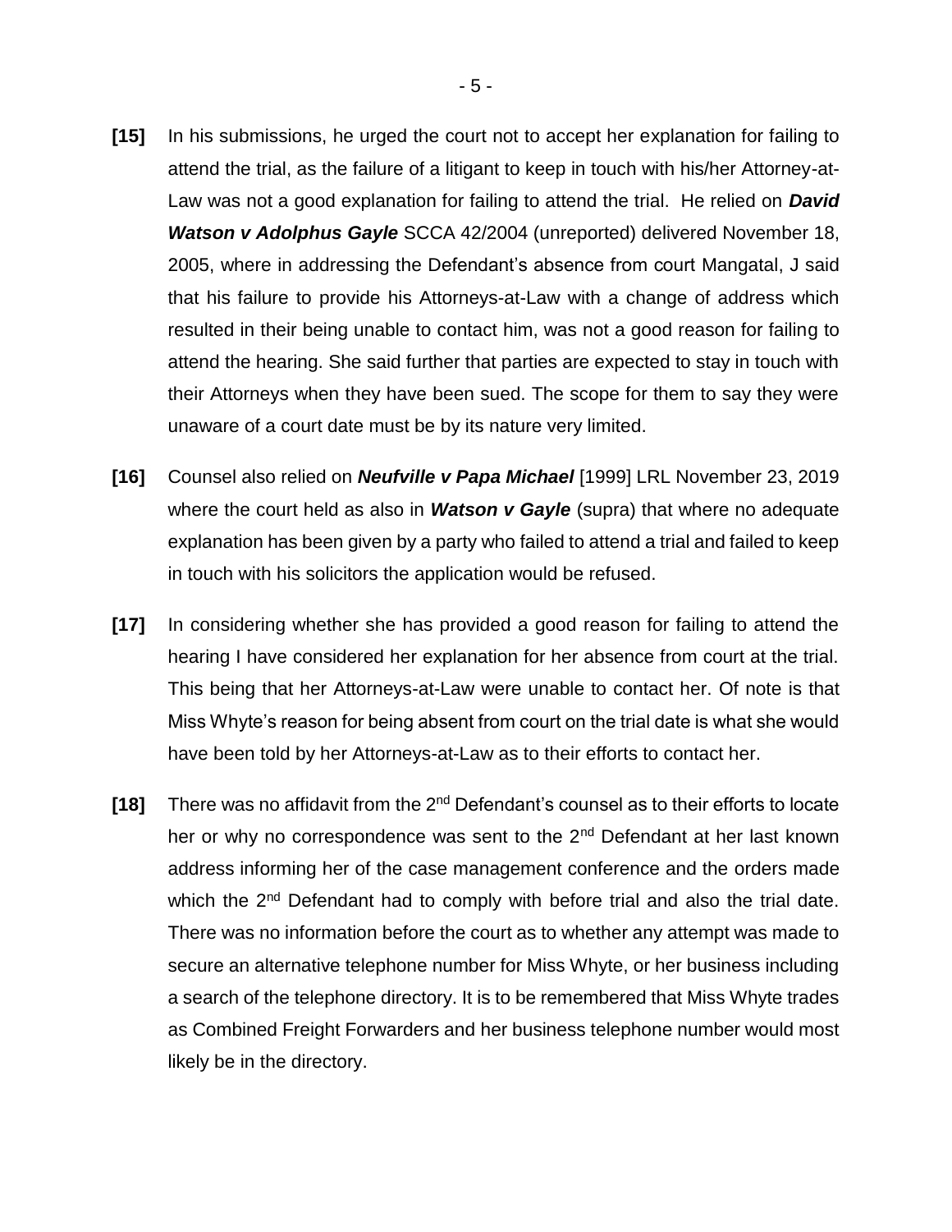**[15]** In his submissions, he urged the court not to accept her explanation for failing to attend the trial, as the failure of a litigant to keep in touch with his/her Attorney-at-Law was not a good explanation for failing to attend the trial. He relied on ***David Watson v Adolphus Gayle*** SCCA 42/2004 (unreported) delivered November 18, 2005, where in addressing the Defendant's absence from court Mangatal, J said that his failure to provide his Attorneys-at-Law with a change of address which resulted in their being unable to contact him, was not a good reason for failing to attend the hearing. She said further that parties are expected to stay in touch with their Attorneys when they have been sued. The scope for them to say they were unaware of a court date must be by its nature very limited.

**[16]** Counsel also relied on ***Neufville v Papa Michael*** [1999] LRL November 23, 2019 where the court held as also in ***Watson v Gayle*** (supra) that where no adequate explanation has been given by a party who failed to attend a trial and failed to keep in touch with his solicitors the application would be refused.

**[17]** In considering whether she has provided a good reason for failing to attend the hearing I have considered her explanation for her absence from court at the trial. This being that her Attorneys-at-Law were unable to contact her. Of note is that Miss Whyte's reason for being absent from court on the trial date is what she would have been told by her Attorneys-at-Law as to their efforts to contact her.

**[18]** There was no affidavit from the 2nd Defendant's counsel as to their efforts to locate her or why no correspondence was sent to the 2nd Defendant at her last known address informing her of the case management conference and the orders made which the 2nd Defendant had to comply with before trial and also the trial date. There was no information before the court as to whether any attempt was made to secure an alternative telephone number for Miss Whyte, or her business including a search of the telephone directory. It is to be remembered that Miss Whyte trades as Combined Freight Forwarders and her business telephone number would most likely be in the directory.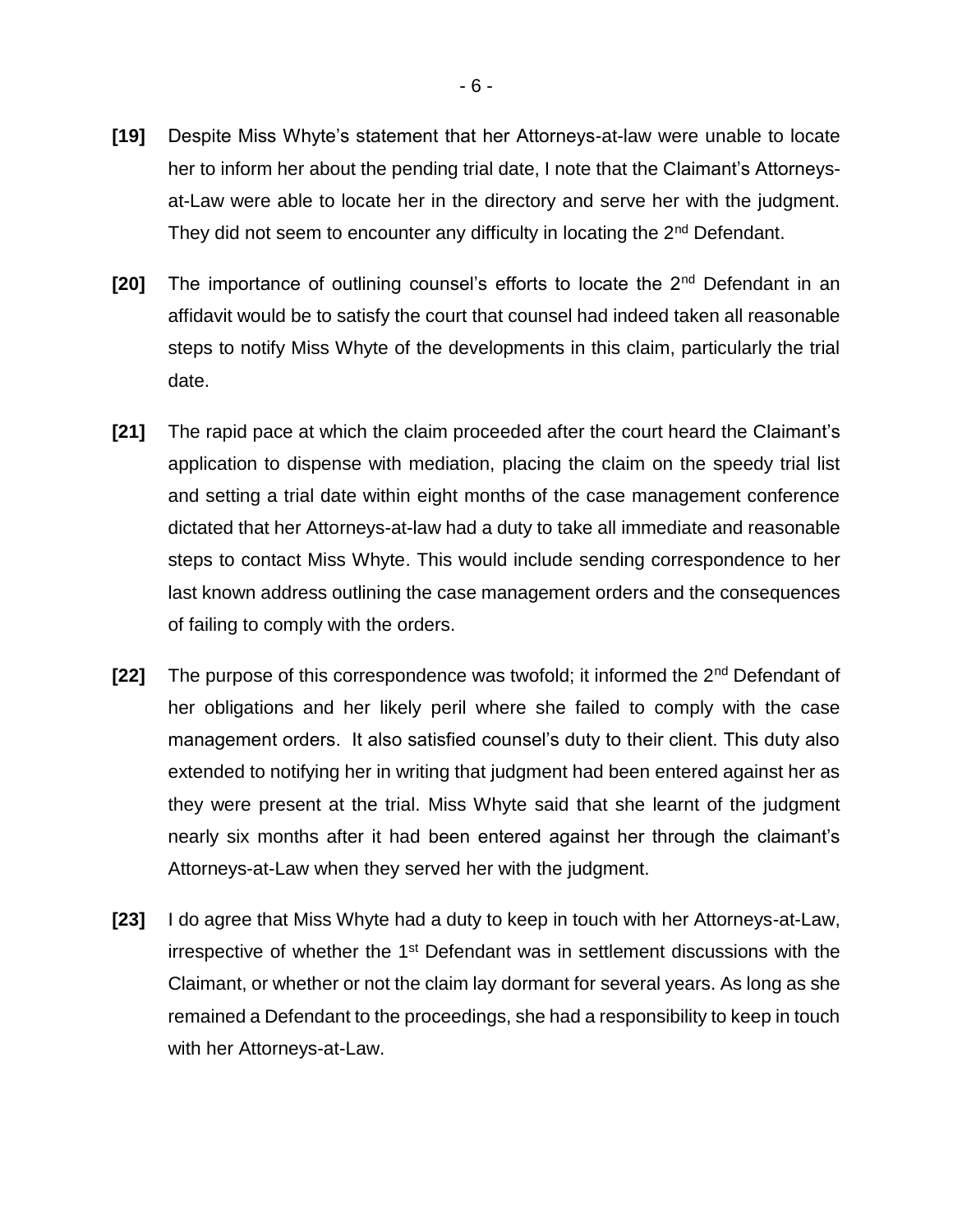**[19]** Despite Miss Whyte's statement that her Attorneys-at-law were unable to locate her to inform her about the pending trial date, I note that the Claimant's Attorneys-at-Law were able to locate her in the directory and serve her with the judgment. They did not seem to encounter any difficulty in locating the 2nd Defendant.

**[20]** The importance of outlining counsel's efforts to locate the 2nd Defendant in an affidavit would be to satisfy the court that counsel had indeed taken all reasonable steps to notify Miss Whyte of the developments in this claim, particularly the trial date.

**[21]** The rapid pace at which the claim proceeded after the court heard the Claimant's application to dispense with mediation, placing the claim on the speedy trial list and setting a trial date within eight months of the case management conference dictated that her Attorneys-at-law had a duty to take all immediate and reasonable steps to contact Miss Whyte. This would include sending correspondence to her last known address outlining the case management orders and the consequences of failing to comply with the orders.

**[22]** The purpose of this correspondence was twofold; it informed the 2nd Defendant of her obligations and her likely peril where she failed to comply with the case management orders. It also satisfied counsel's duty to their client. This duty also extended to notifying her in writing that judgment had been entered against her as they were present at the trial. Miss Whyte said that she learnt of the judgment nearly six months after it had been entered against her through the claimant's Attorneys-at-Law when they served her with the judgment.

**[23]** I do agree that Miss Whyte had a duty to keep in touch with her Attorneys-at-Law, irrespective of whether the 1st Defendant was in settlement discussions with the Claimant, or whether or not the claim lay dormant for several years. As long as she remained a Defendant to the proceedings, she had a responsibility to keep in touch with her Attorneys-at-Law.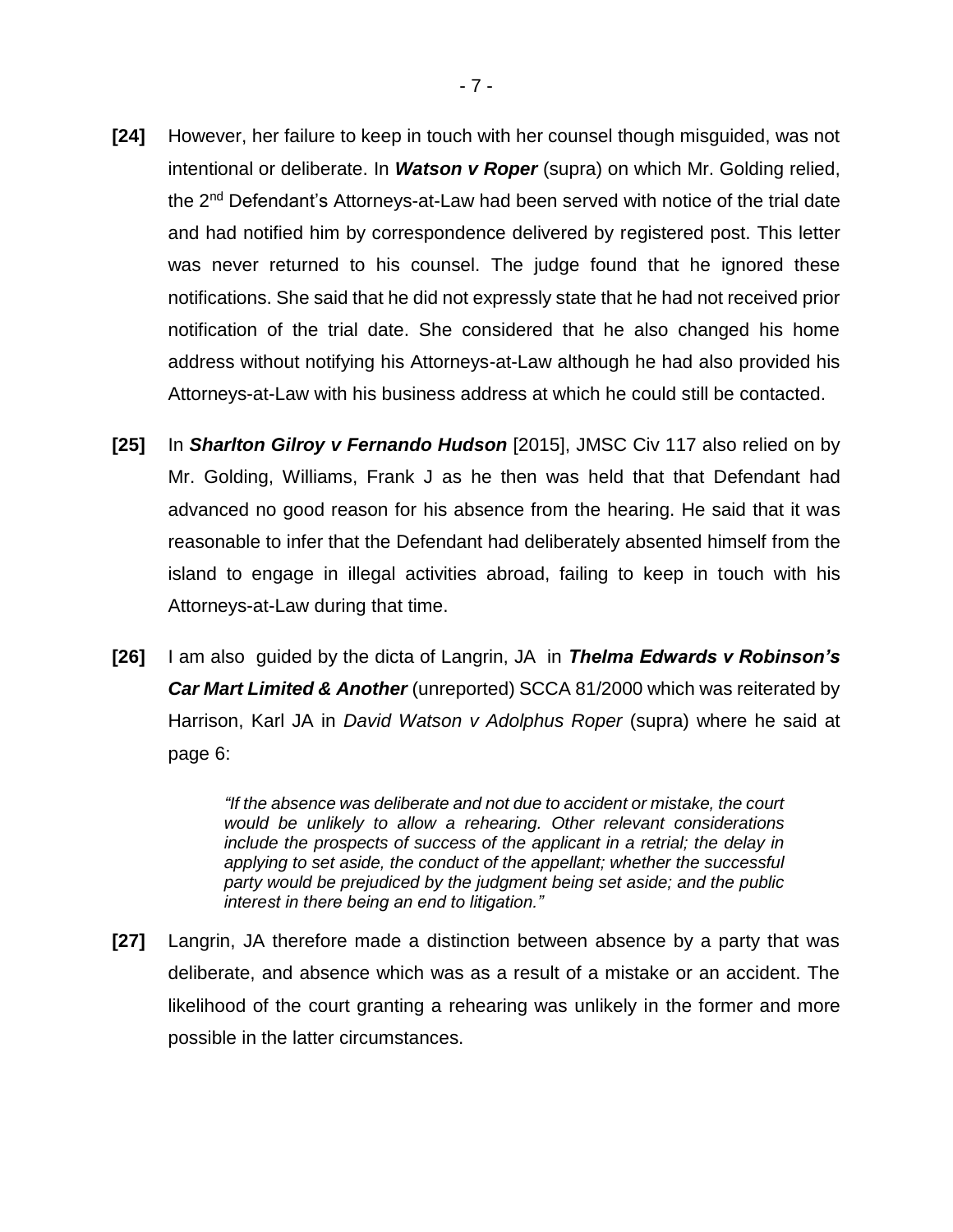**[24]** However, her failure to keep in touch with her counsel though misguided, was not intentional or deliberate. In ***Watson v Roper*** (supra) on which Mr. Golding relied, the 2nd Defendant's Attorneys-at-Law had been served with notice of the trial date and had notified him by correspondence delivered by registered post. This letter was never returned to his counsel. The judge found that he ignored these notifications. She said that he did not expressly state that he had not received prior notification of the trial date. She considered that he also changed his home address without notifying his Attorneys-at-Law although he had also provided his Attorneys-at-Law with his business address at which he could still be contacted.

**[25]** In ***Sharlton Gilroy v Fernando Hudson*** [2015], JMSC Civ 117 also relied on by Mr. Golding, Williams, Frank J as he then was held that that Defendant had advanced no good reason for his absence from the hearing. He said that it was reasonable to infer that the Defendant had deliberately absented himself from the island to engage in illegal activities abroad, failing to keep in touch with his Attorneys-at-Law during that time.

**[26]** I am also guided by the dicta of Langrin, JA in ***Thelma Edwards v Robinson's Car Mart Limited & Another*** (unreported) SCCA 81/2000 which was reiterated by Harrison, Karl JA in *David Watson v Adolphus Roper* (supra) where he said at page 6:

> *"If the absence was deliberate and not due to accident or mistake, the court would be unlikely to allow a rehearing. Other relevant considerations include the prospects of success of the applicant in a retrial; the delay in applying to set aside, the conduct of the appellant; whether the successful party would be prejudiced by the judgment being set aside; and the public interest in there being an end to litigation."*

**[27]** Langrin, JA therefore made a distinction between absence by a party that was deliberate, and absence which was as a result of a mistake or an accident. The likelihood of the court granting a rehearing was unlikely in the former and more possible in the latter circumstances.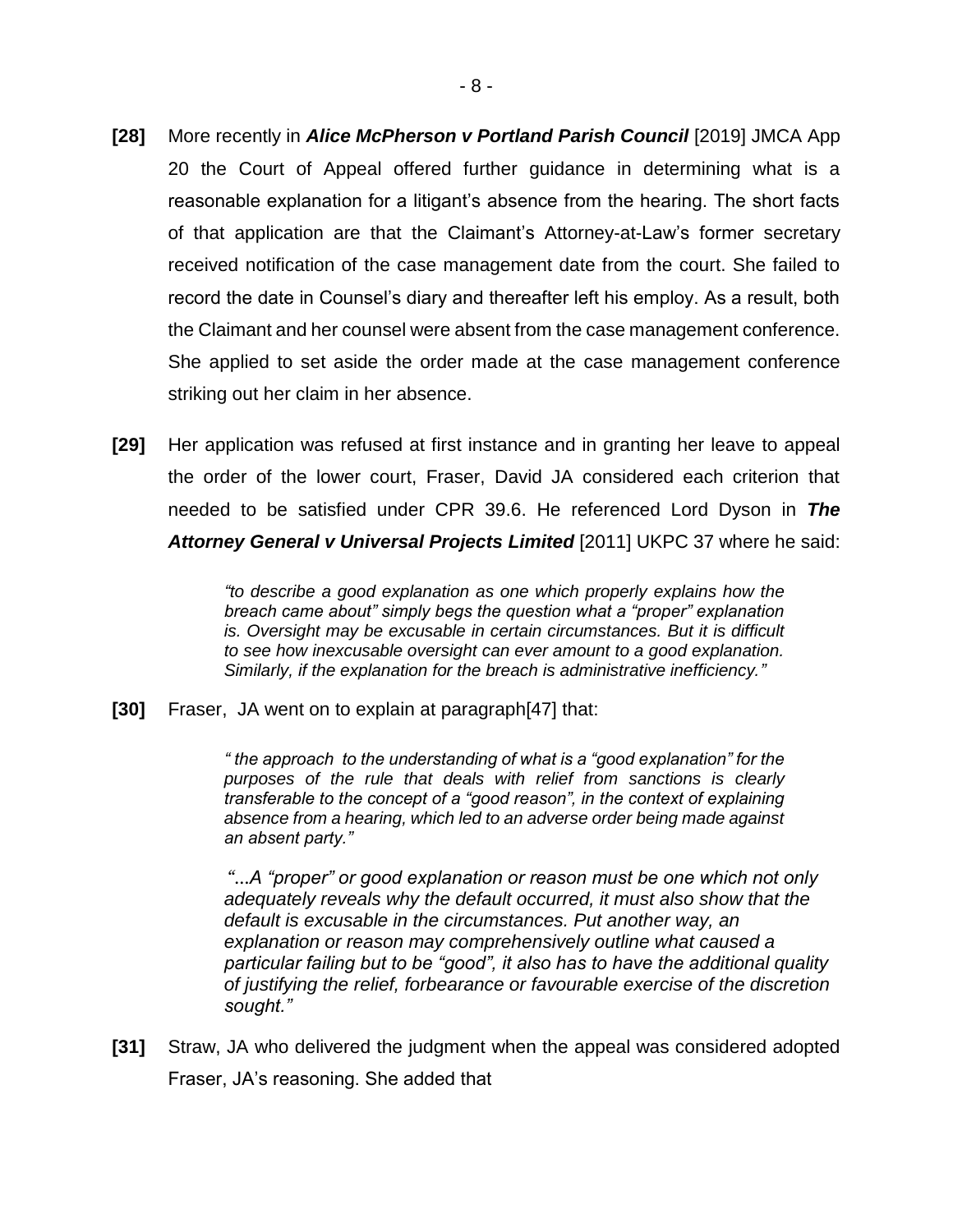**[28]** More recently in ***Alice McPherson v Portland Parish Council*** [2019] JMCA App 20 the Court of Appeal offered further guidance in determining what is a reasonable explanation for a litigant's absence from the hearing. The short facts of that application are that the Claimant's Attorney-at-Law's former secretary received notification of the case management date from the court. She failed to record the date in Counsel's diary and thereafter left his employ. As a result, both the Claimant and her counsel were absent from the case management conference. She applied to set aside the order made at the case management conference striking out her claim in her absence.

**[29]** Her application was refused at first instance and in granting her leave to appeal the order of the lower court, Fraser, David JA considered each criterion that needed to be satisfied under CPR 39.6. He referenced Lord Dyson in ***The Attorney General v Universal Projects Limited*** [2011] UKPC 37 where he said:

> *"to describe a good explanation as one which properly explains how the breach came about" simply begs the question what a "proper" explanation is. Oversight may be excusable in certain circumstances. But it is difficult to see how inexcusable oversight can ever amount to a good explanation. Similarly, if the explanation for the breach is administrative inefficiency."*

**[30]** Fraser, JA went on to explain at paragraph[47] that:

> *" the approach to the understanding of what is a "good explanation" for the purposes of the rule that deals with relief from sanctions is clearly transferable to the concept of a "good reason", in the context of explaining absence from a hearing, which led to an adverse order being made against an absent party."*
>
> *"...A "proper" or good explanation or reason must be one which not only adequately reveals why the default occurred, it must also show that the default is excusable in the circumstances. Put another way, an explanation or reason may comprehensively outline what caused a particular failing but to be "good", it also has to have the additional quality of justifying the relief, forbearance or favourable exercise of the discretion sought."*

**[31]** Straw, JA who delivered the judgment when the appeal was considered adopted Fraser, JA's reasoning. She added that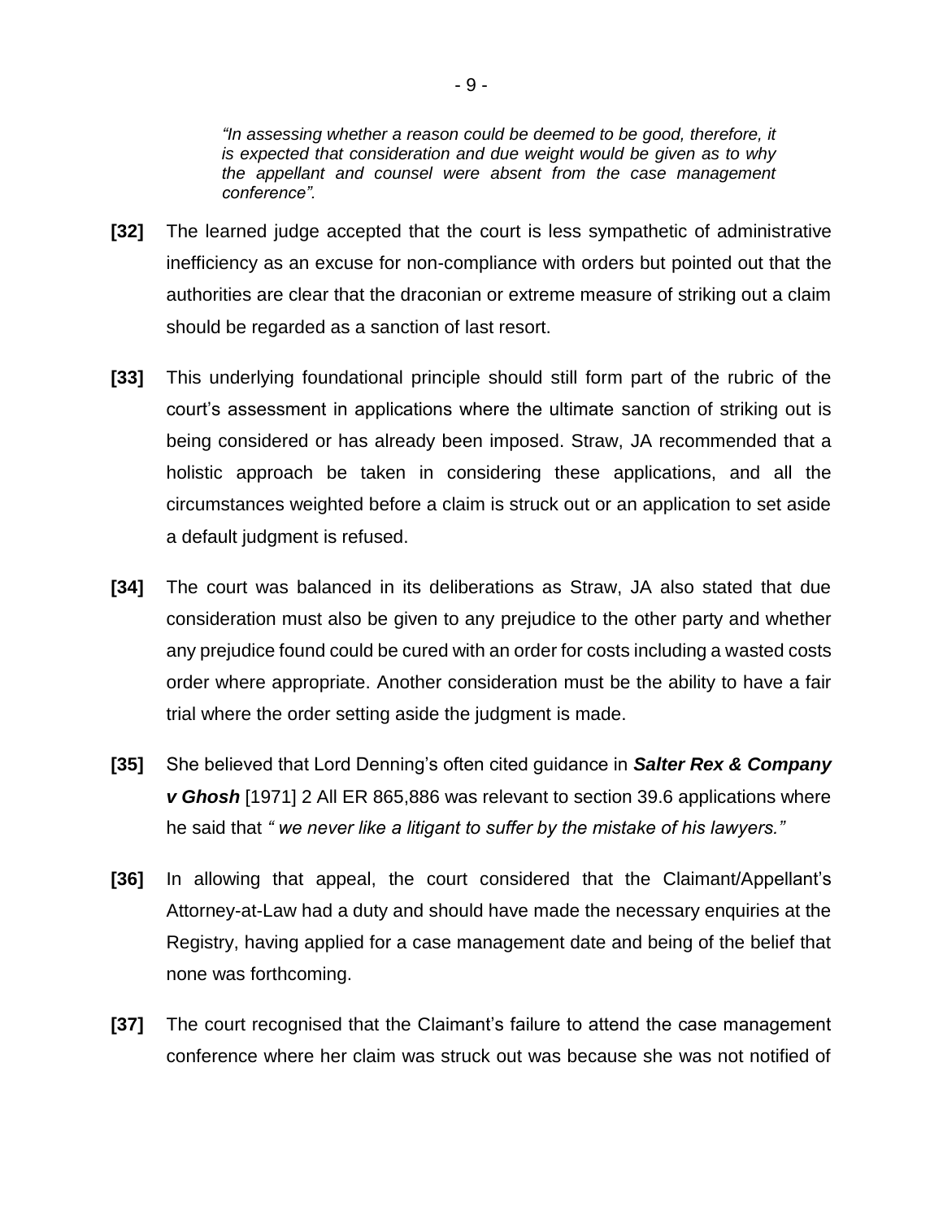> *"In assessing whether a reason could be deemed to be good, therefore, it is expected that consideration and due weight would be given as to why the appellant and counsel were absent from the case management conference".*

**[32]** The learned judge accepted that the court is less sympathetic of administrative inefficiency as an excuse for non-compliance with orders but pointed out that the authorities are clear that the draconian or extreme measure of striking out a claim should be regarded as a sanction of last resort.

**[33]** This underlying foundational principle should still form part of the rubric of the court's assessment in applications where the ultimate sanction of striking out is being considered or has already been imposed. Straw, JA recommended that a holistic approach be taken in considering these applications, and all the circumstances weighted before a claim is struck out or an application to set aside a default judgment is refused.

**[34]** The court was balanced in its deliberations as Straw, JA also stated that due consideration must also be given to any prejudice to the other party and whether any prejudice found could be cured with an order for costs including a wasted costs order where appropriate. Another consideration must be the ability to have a fair trial where the order setting aside the judgment is made.

**[35]** She believed that Lord Denning's often cited guidance in ***Salter Rex & Company v Ghosh*** [1971] 2 All ER 865,886 was relevant to section 39.6 applications where he said that *" we never like a litigant to suffer by the mistake of his lawyers."*

**[36]** In allowing that appeal, the court considered that the Claimant/Appellant's Attorney-at-Law had a duty and should have made the necessary enquiries at the Registry, having applied for a case management date and being of the belief that none was forthcoming.

**[37]** The court recognised that the Claimant's failure to attend the case management conference where her claim was struck out was because she was not notified of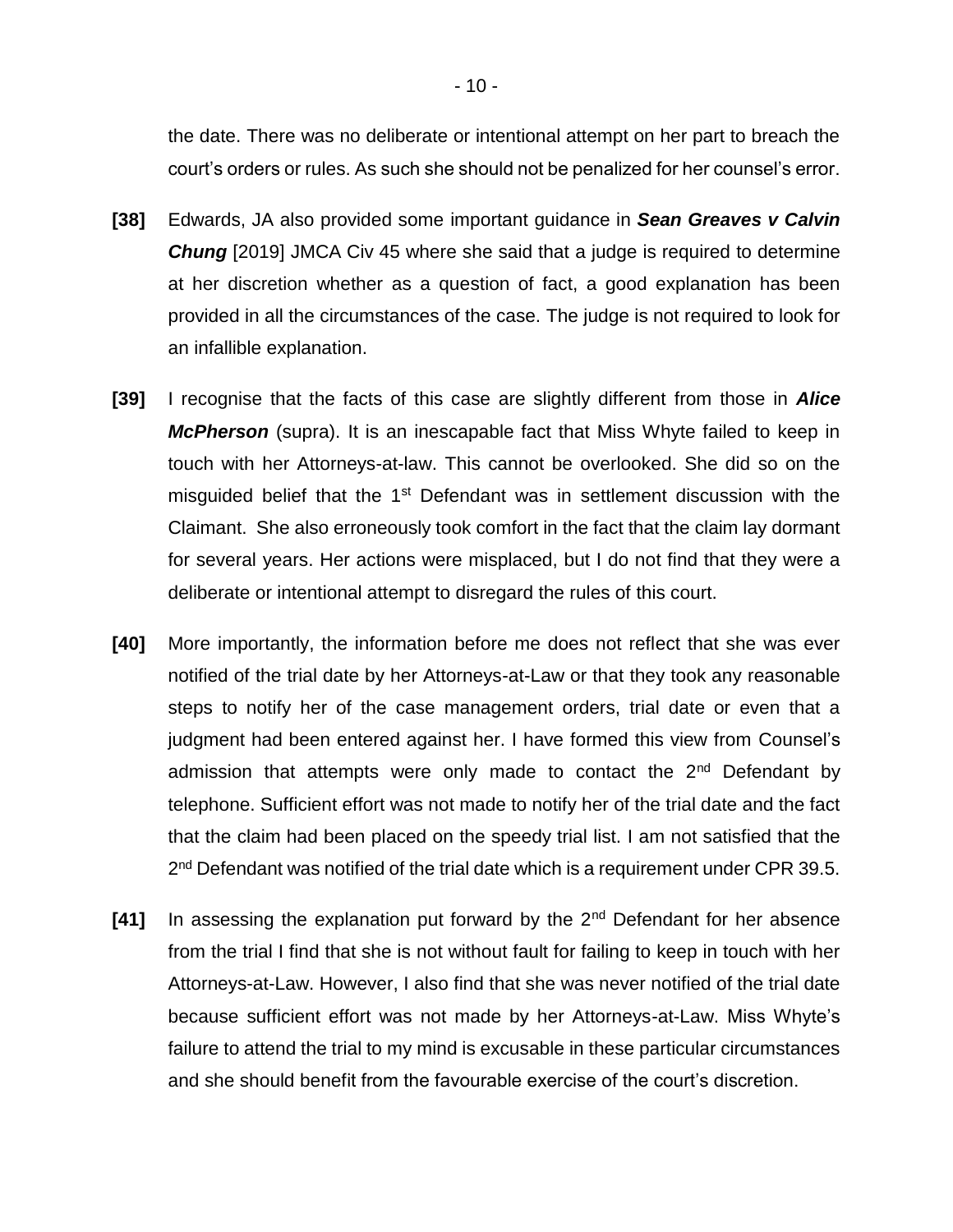the date. There was no deliberate or intentional attempt on her part to breach the court's orders or rules. As such she should not be penalized for her counsel's error.

**[38]** Edwards, JA also provided some important guidance in ***Sean Greaves v Calvin Chung*** [2019] JMCA Civ 45 where she said that a judge is required to determine at her discretion whether as a question of fact, a good explanation has been provided in all the circumstances of the case. The judge is not required to look for an infallible explanation.

**[39]** I recognise that the facts of this case are slightly different from those in ***Alice McPherson*** (supra). It is an inescapable fact that Miss Whyte failed to keep in touch with her Attorneys-at-law. This cannot be overlooked. She did so on the misguided belief that the 1st Defendant was in settlement discussion with the Claimant. She also erroneously took comfort in the fact that the claim lay dormant for several years. Her actions were misplaced, but I do not find that they were a deliberate or intentional attempt to disregard the rules of this court.

**[40]** More importantly, the information before me does not reflect that she was ever notified of the trial date by her Attorneys-at-Law or that they took any reasonable steps to notify her of the case management orders, trial date or even that a judgment had been entered against her. I have formed this view from Counsel's admission that attempts were only made to contact the 2nd Defendant by telephone. Sufficient effort was not made to notify her of the trial date and the fact that the claim had been placed on the speedy trial list. I am not satisfied that the 2nd Defendant was notified of the trial date which is a requirement under CPR 39.5.

**[41]** In assessing the explanation put forward by the 2nd Defendant for her absence from the trial I find that she is not without fault for failing to keep in touch with her Attorneys-at-Law. However, I also find that she was never notified of the trial date because sufficient effort was not made by her Attorneys-at-Law. Miss Whyte's failure to attend the trial to my mind is excusable in these particular circumstances and she should benefit from the favourable exercise of the court's discretion.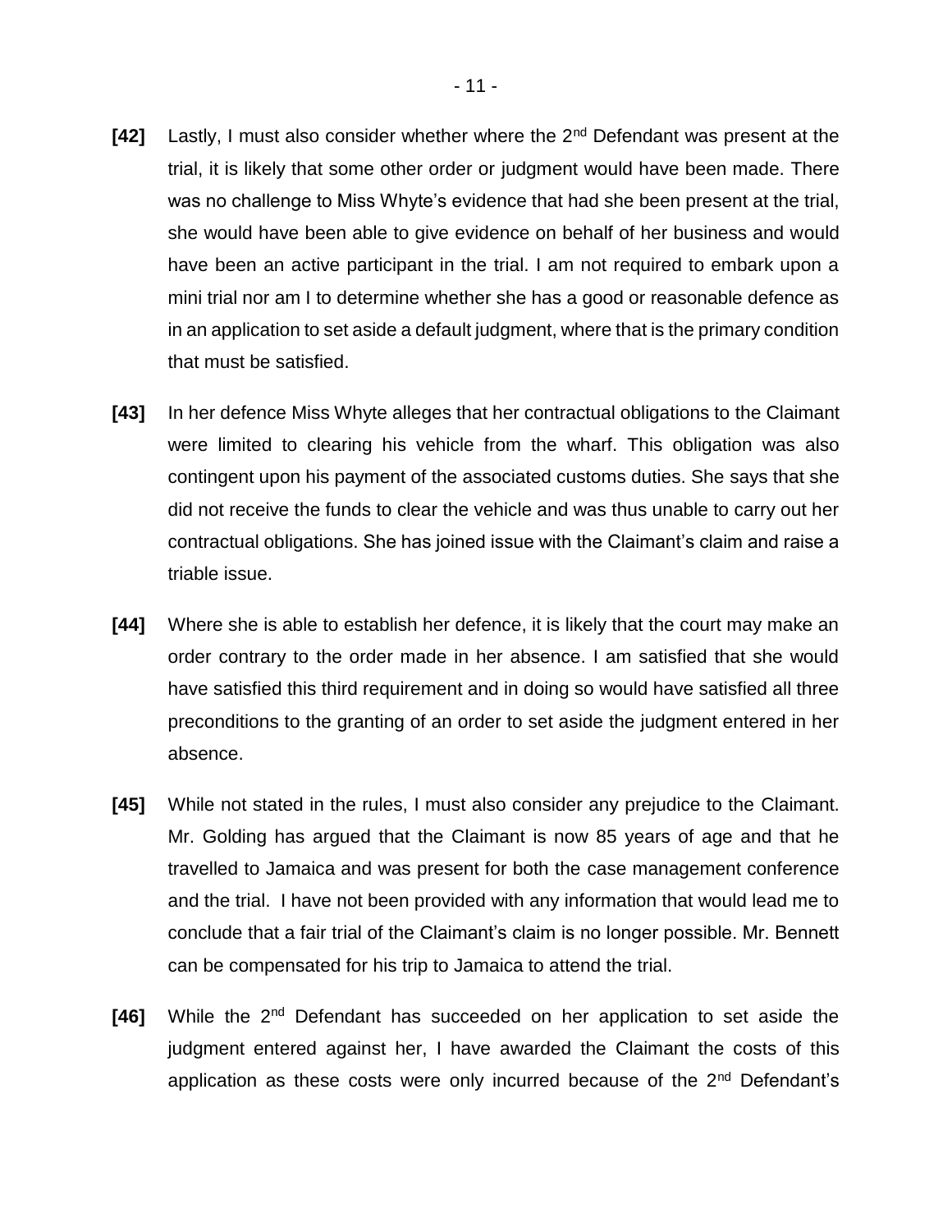**[42]** Lastly, I must also consider whether where the 2nd Defendant was present at the trial, it is likely that some other order or judgment would have been made. There was no challenge to Miss Whyte's evidence that had she been present at the trial, she would have been able to give evidence on behalf of her business and would have been an active participant in the trial. I am not required to embark upon a mini trial nor am I to determine whether she has a good or reasonable defence as in an application to set aside a default judgment, where that is the primary condition that must be satisfied.

**[43]** In her defence Miss Whyte alleges that her contractual obligations to the Claimant were limited to clearing his vehicle from the wharf. This obligation was also contingent upon his payment of the associated customs duties. She says that she did not receive the funds to clear the vehicle and was thus unable to carry out her contractual obligations. She has joined issue with the Claimant's claim and raise a triable issue.

**[44]** Where she is able to establish her defence, it is likely that the court may make an order contrary to the order made in her absence. I am satisfied that she would have satisfied this third requirement and in doing so would have satisfied all three preconditions to the granting of an order to set aside the judgment entered in her absence.

**[45]** While not stated in the rules, I must also consider any prejudice to the Claimant. Mr. Golding has argued that the Claimant is now 85 years of age and that he travelled to Jamaica and was present for both the case management conference and the trial. I have not been provided with any information that would lead me to conclude that a fair trial of the Claimant's claim is no longer possible. Mr. Bennett can be compensated for his trip to Jamaica to attend the trial.

**[46]** While the 2nd Defendant has succeeded on her application to set aside the judgment entered against her, I have awarded the Claimant the costs of this application as these costs were only incurred because of the 2nd Defendant's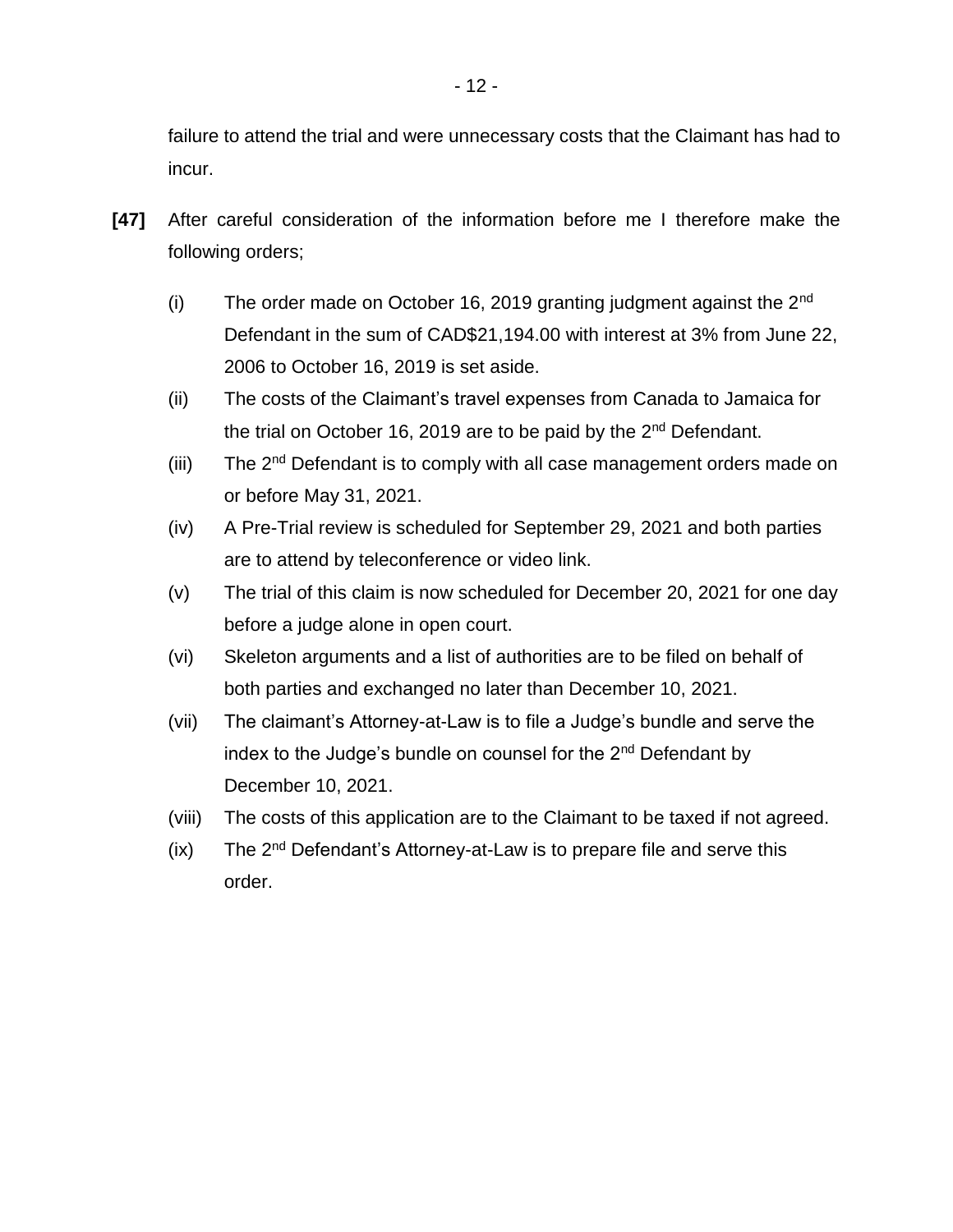failure to attend the trial and were unnecessary costs that the Claimant has had to incur.

**[47]** After careful consideration of the information before me I therefore make the following orders;

(i) The order made on October 16, 2019 granting judgment against the 2nd Defendant in the sum of CAD$21,194.00 with interest at 3% from June 22, 2006 to October 16, 2019 is set aside.

(ii) The costs of the Claimant's travel expenses from Canada to Jamaica for the trial on October 16, 2019 are to be paid by the 2nd Defendant.

(iii) The 2nd Defendant is to comply with all case management orders made on or before May 31, 2021.

(iv) A Pre-Trial review is scheduled for September 29, 2021 and both parties are to attend by teleconference or video link.

(v) The trial of this claim is now scheduled for December 20, 2021 for one day before a judge alone in open court.

(vi) Skeleton arguments and a list of authorities are to be filed on behalf of both parties and exchanged no later than December 10, 2021.

(vii) The claimant's Attorney-at-Law is to file a Judge's bundle and serve the index to the Judge's bundle on counsel for the 2nd Defendant by December 10, 2021.

(viii) The costs of this application are to the Claimant to be taxed if not agreed.

(ix) The 2nd Defendant's Attorney-at-Law is to prepare file and serve this order.